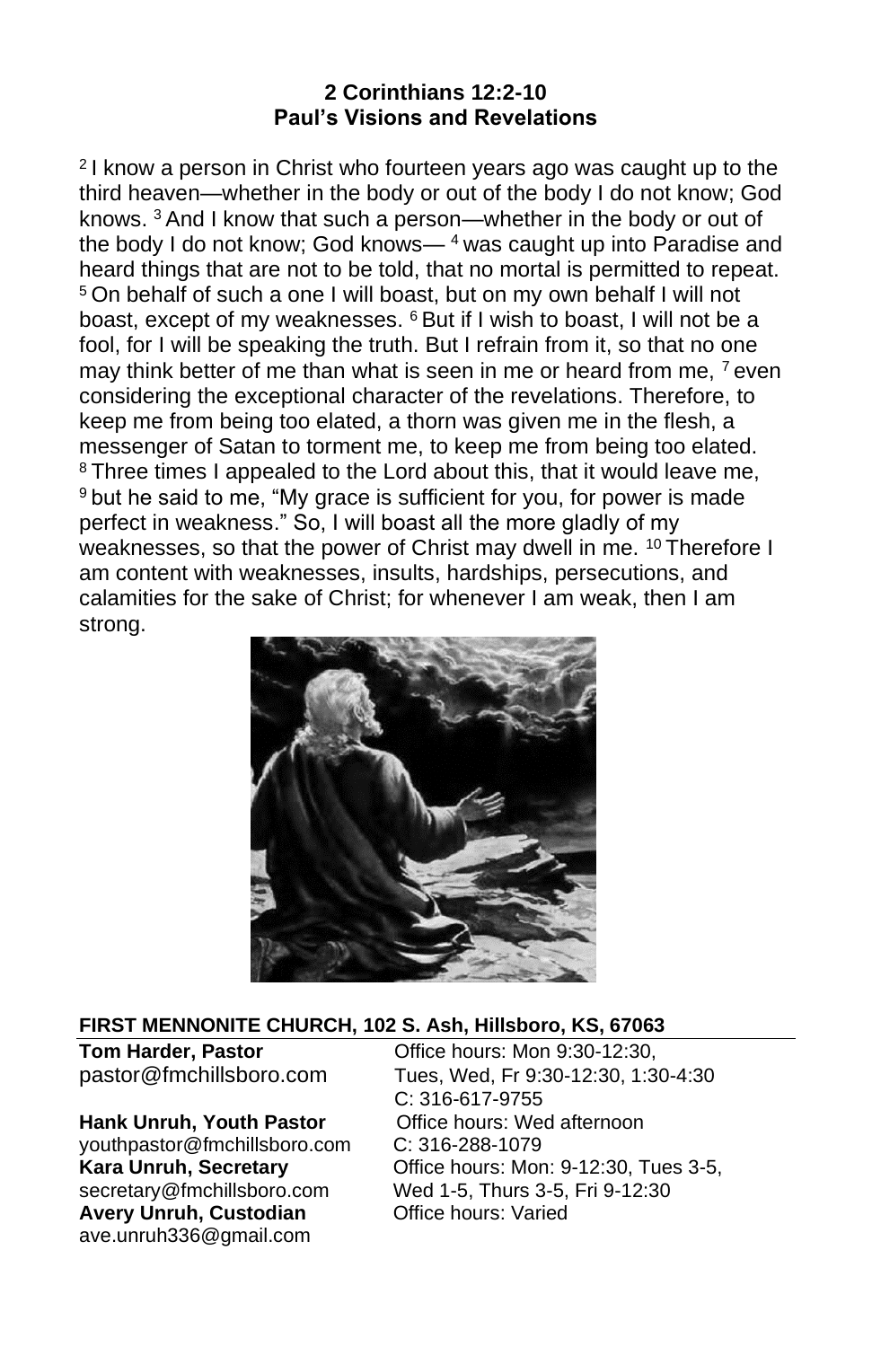**2 Corinthians 12:2-10**
**Paul's Visions and Revelations**

[2] I know a person in Christ who fourteen years ago was caught up to the third heaven—whether in the body or out of the body I do not know; God knows. [3] And I know that such a person—whether in the body or out of the body I do not know; God knows— [4] was caught up into Paradise and heard things that are not to be told, that no mortal is permitted to repeat. [5] On behalf of such a one I will boast, but on my own behalf I will not boast, except of my weaknesses. [6] But if I wish to boast, I will not be a fool, for I will be speaking the truth. But I refrain from it, so that no one may think better of me than what is seen in me or heard from me, [7] even considering the exceptional character of the revelations. Therefore, to keep me from being too elated, a thorn was given me in the flesh, a messenger of Satan to torment me, to keep me from being too elated. [8] Three times I appealed to the Lord about this, that it would leave me, [9] but he said to me, "My grace is sufficient for you, for power is made perfect in weakness." So, I will boast all the more gladly of my weaknesses, so that the power of Christ may dwell in me. [10] Therefore I am content with weaknesses, insults, hardships, persecutions, and calamities for the sake of Christ; for whenever I am weak, then I am strong.

**FIRST MENNONITE CHURCH, 102 S. Ash, Hillsboro, KS, 67063**

**Tom Harder, Pastor**
pastor@fmchillsboro.com
Office hours: Mon 9:30-12:30, Tues, Wed, Fr 9:30-12:30, 1:30-4:30
C: 316-617-9755

**Hank Unruh, Youth Pastor**
youthpastor@fmchillsboro.com
Office hours: Wed afternoon
C: 316-288-1079

**Kara Unruh, Secretary**
secretary@fmchillsboro.com
Office hours: Mon: 9-12:30, Tues 3-5, Wed 1-5, Thurs 3-5, Fri 9-12:30

**Avery Unruh, Custodian**
ave.unruh336@gmail.com
Office hours: Varied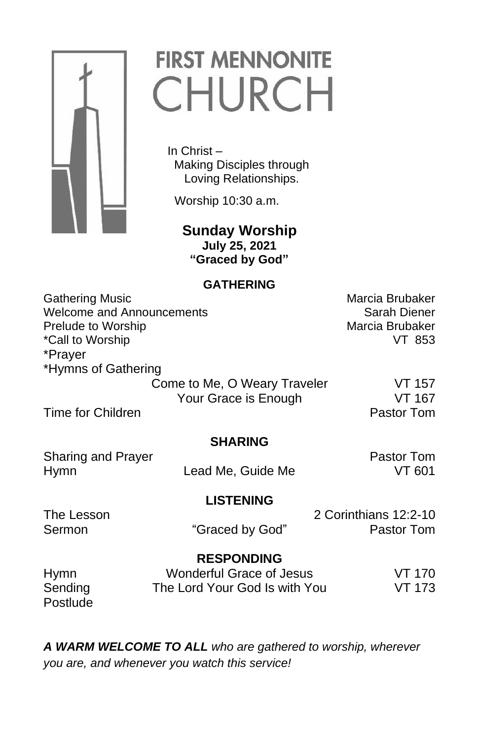# FIRST MENNONITE CHURCH

In Christ –
Making Disciples through
Loving Relationships.

Worship 10:30 a.m.

## Sunday Worship

**July 25, 2021**

**"Graced by God"**

### GATHERING

| | | |
|---|---|---|
| Gathering Music | | Marcia Brubaker |
| Welcome and Announcements | | Sarah Diener |
| Prelude to Worship | | Marcia Brubaker |
| *Call to Worship | | VT 853 |
| *Prayer | | |
| *Hymns of Gathering | | |
| | Come to Me, O Weary Traveler | VT 157 |
| | Your Grace is Enough | VT 167 |
| Time for Children | | Pastor Tom |

### SHARING

| | | |
|---|---|---|
| Sharing and Prayer | | Pastor Tom |
| Hymn | Lead Me, Guide Me | VT 601 |

### LISTENING

| | | |
|---|---|---|
| The Lesson | | 2 Corinthians 12:2-10 |
| Sermon | "Graced by God" | Pastor Tom |

### RESPONDING

| | | |
|---|---|---|
| Hymn | Wonderful Grace of Jesus | VT 170 |
| Sending | The Lord Your God Is with You | VT 173 |
| Postlude | | |

***A WARM WELCOME TO ALL*** *who are gathered to worship, wherever you are, and whenever you watch this service!*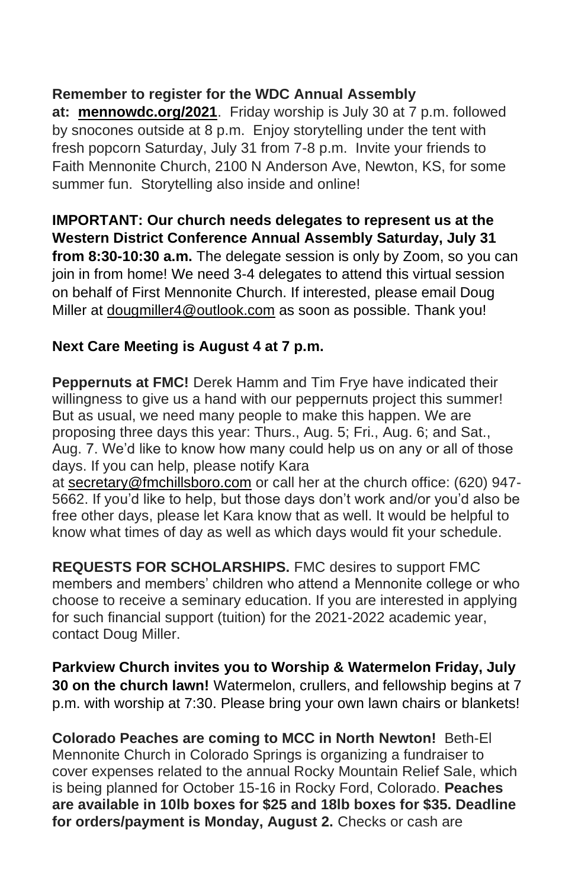**Remember to register for the WDC Annual Assembly at: mennowdc.org/2021**. Friday worship is July 30 at 7 p.m. followed by snocones outside at 8 p.m. Enjoy storytelling under the tent with fresh popcorn Saturday, July 31 from 7-8 p.m. Invite your friends to Faith Mennonite Church, 2100 N Anderson Ave, Newton, KS, for some summer fun. Storytelling also inside and online!

**IMPORTANT: Our church needs delegates to represent us at the Western District Conference Annual Assembly Saturday, July 31 from 8:30-10:30 a.m.** The delegate session is only by Zoom, so you can join in from home! We need 3-4 delegates to attend this virtual session on behalf of First Mennonite Church. If interested, please email Doug Miller at dougmiller4@outlook.com as soon as possible. Thank you!

**Next Care Meeting is August 4 at 7 p.m.**

**Peppernuts at FMC!** Derek Hamm and Tim Frye have indicated their willingness to give us a hand with our peppernuts project this summer! But as usual, we need many people to make this happen. We are proposing three days this year: Thurs., Aug. 5; Fri., Aug. 6; and Sat., Aug. 7. We'd like to know how many could help us on any or all of those days. If you can help, please notify Kara at secretary@fmchillsboro.com or call her at the church office: (620) 947-5662. If you'd like to help, but those days don't work and/or you'd also be free other days, please let Kara know that as well. It would be helpful to know what times of day as well as which days would fit your schedule.

**REQUESTS FOR SCHOLARSHIPS.** FMC desires to support FMC members and members' children who attend a Mennonite college or who choose to receive a seminary education. If you are interested in applying for such financial support (tuition) for the 2021-2022 academic year, contact Doug Miller.

**Parkview Church invites you to Worship & Watermelon Friday, July 30 on the church lawn!** Watermelon, crullers, and fellowship begins at 7 p.m. with worship at 7:30. Please bring your own lawn chairs or blankets!

**Colorado Peaches are coming to MCC in North Newton!** Beth-El Mennonite Church in Colorado Springs is organizing a fundraiser to cover expenses related to the annual Rocky Mountain Relief Sale, which is being planned for October 15-16 in Rocky Ford, Colorado. **Peaches are available in 10lb boxes for $25 and 18lb boxes for $35. Deadline for orders/payment is Monday, August 2.** Checks or cash are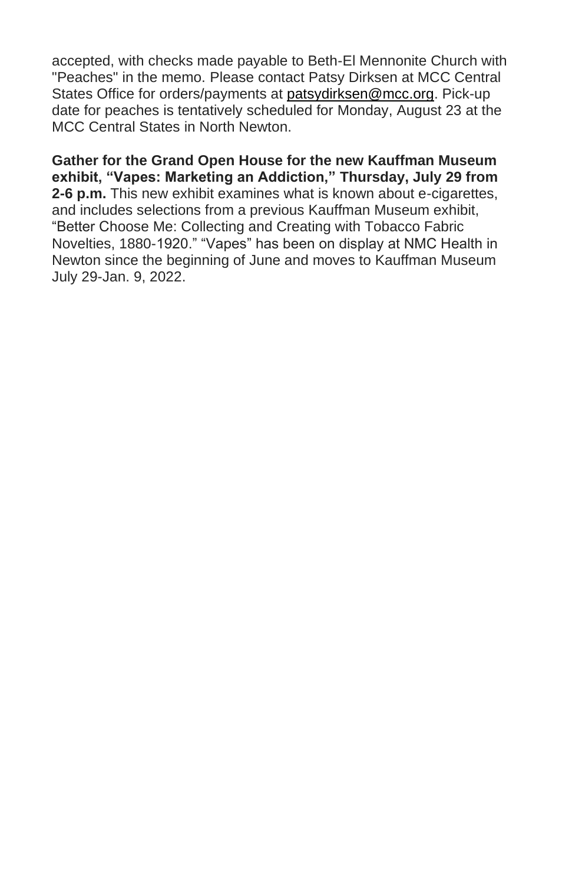accepted, with checks made payable to Beth-El Mennonite Church with "Peaches" in the memo. Please contact Patsy Dirksen at MCC Central States Office for orders/payments at patsydirksen@mcc.org. Pick-up date for peaches is tentatively scheduled for Monday, August 23 at the MCC Central States in North Newton.

**Gather for the Grand Open House for the new Kauffman Museum exhibit, "Vapes: Marketing an Addiction," Thursday, July 29 from 2-6 p.m.** This new exhibit examines what is known about e-cigarettes, and includes selections from a previous Kauffman Museum exhibit, "Better Choose Me: Collecting and Creating with Tobacco Fabric Novelties, 1880-1920." "Vapes" has been on display at NMC Health in Newton since the beginning of June and moves to Kauffman Museum July 29-Jan. 9, 2022.